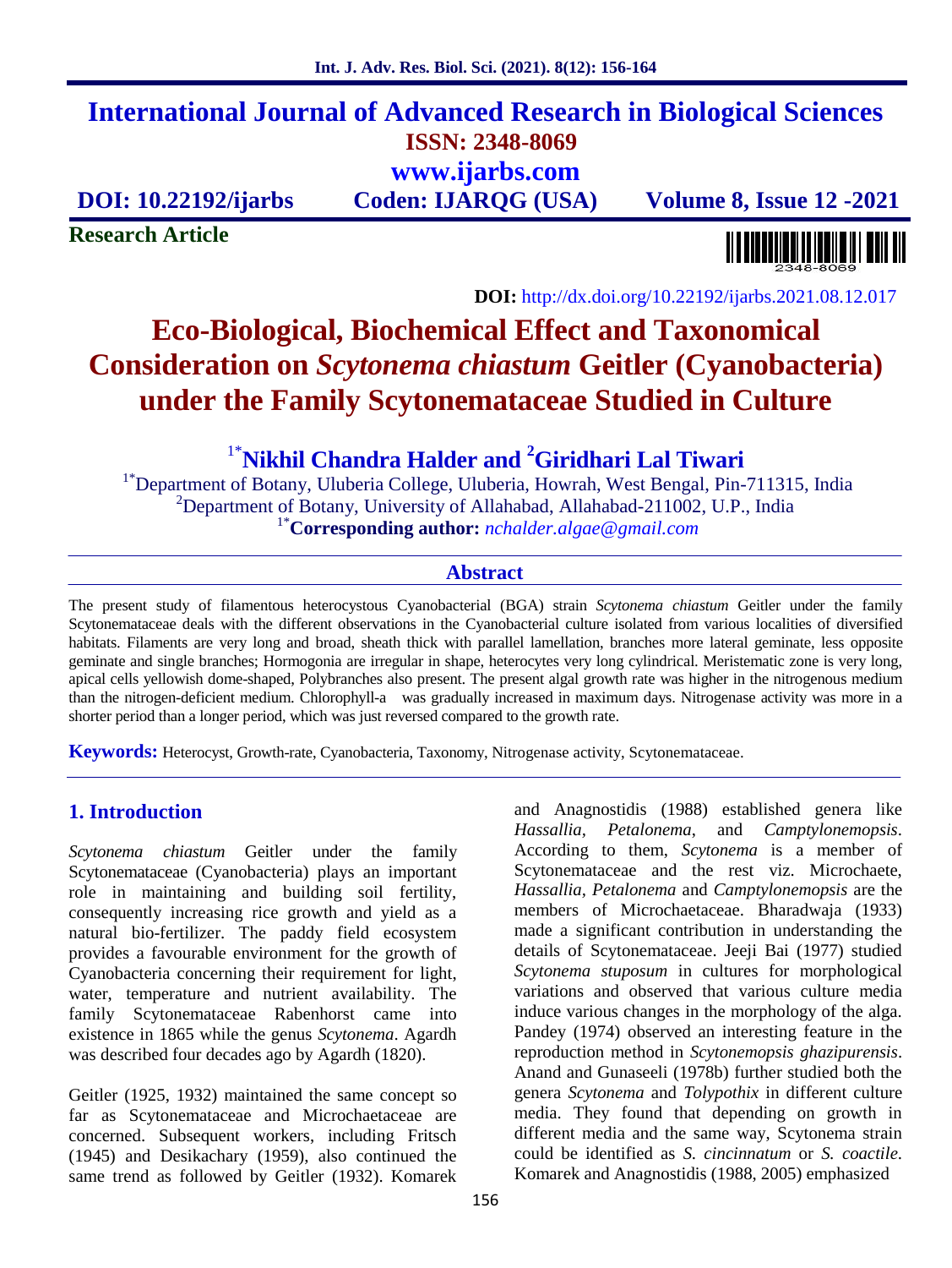# International Journal of Advanced Research in Biological Sciences

**ISSN: 2348-8069**

**www.ijarbs.com**

**DOI: 10.22192/ijarbs** **Coden: IJARQG (USA)** **Volume 8, Issue 12 -2021**

**Research Article**

**DOI:** http://dx.doi.org/10.22192/ijarbs.2021.08.12.017

# Eco-Biological, Biochemical Effect and Taxonomical Consideration on *Scytonema chiastum* Geitler (Cyanobacteria) under the Family Scytonemataceae Studied in Culture

**[1*]Nikhil Chandra Halder and [2]Giridhari Lal Tiwari**

[1*]Department of Botany, Uluberia College, Uluberia, Howrah, West Bengal, Pin-711315, India
[2]Department of Botany, University of Allahabad, Allahabad-211002, U.P., India
[1*]**Corresponding author:** *nchalder.algae@gmail.com*

## Abstract

The present study of filamentous heterocystous Cyanobacterial (BGA) strain *Scytonema chiastum* Geitler under the family Scytonemataceae deals with the different observations in the Cyanobacterial culture isolated from various localities of diversified habitats. Filaments are very long and broad, sheath thick with parallel lamellation, branches more lateral geminate, less opposite geminate and single branches; Hormogonia are irregular in shape, heterocytes very long cylindrical. Meristematic zone is very long, apical cells yellowish dome-shaped, Polybranches also present. The present algal growth rate was higher in the nitrogenous medium than the nitrogen-deficient medium. Chlorophyll-a was gradually increased in maximum days. Nitrogenase activity was more in a shorter period than a longer period, which was just reversed compared to the growth rate.

**Keywords:** Heterocyst, Growth-rate, Cyanobacteria, Taxonomy, Nitrogenase activity, Scytonemataceae.

## 1. Introduction

*Scytonema chiastum* Geitler under the family Scytonemataceae (Cyanobacteria) plays an important role in maintaining and building soil fertility, consequently increasing rice growth and yield as a natural bio-fertilizer. The paddy field ecosystem provides a favourable environment for the growth of Cyanobacteria concerning their requirement for light, water, temperature and nutrient availability. The family Scytonemataceae Rabenhorst came into existence in 1865 while the genus *Scytonema*. Agardh was described four decades ago by Agardh (1820).

Geitler (1925, 1932) maintained the same concept so far as Scytonemataceae and Microchaetaceae are concerned. Subsequent workers, including Fritsch (1945) and Desikachary (1959), also continued the same trend as followed by Geitler (1932). Komarek and Anagnostidis (1988) established genera like *Hassallia*, *Petalonema*, and *Camptylonemopsis*. According to them, *Scytonema* is a member of Scytonemataceae and the rest viz. Microchaete, *Hassallia, Petalonema* and *Camptylonemopsis* are the members of Microchaetaceae. Bharadwaja (1933) made a significant contribution in understanding the details of Scytonemataceae. Jeeji Bai (1977) studied *Scytonema stuposum* in cultures for morphological variations and observed that various culture media induce various changes in the morphology of the alga. Pandey (1974) observed an interesting feature in the reproduction method in *Scytonemopsis ghazipurensis*. Anand and Gunaseeli (1978b) further studied both the genera *Scytonema* and *Tolypothix* in different culture media. They found that depending on growth in different media and the same way, Scytonema strain could be identified as *S. cincinnatum* or *S. coactile.* Komarek and Anagnostidis (1988, 2005) emphasized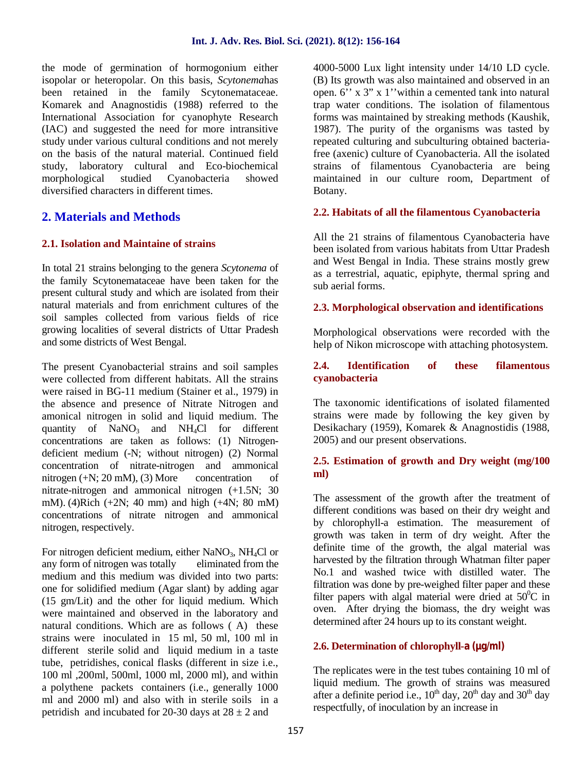the mode of germination of hormogonium either isopolar or heteropolar. On this basis, *Scytonema*has been retained in the family Scytonemataceae. Komarek and Anagnostidis (1988) referred to the International Association for cyanophyte Research (IAC) and suggested the need for more intransitive study under various cultural conditions and not merely on the basis of the natural material. Continued field study, laboratory cultural and Eco-biochemical morphological studied Cyanobacteria showed diversified characters in different times.

## 2. Materials and Methods

### 2.1. Isolation and Maintaine of strains

In total 21 strains belonging to the genera *Scytonema* of the family Scytonemataceae have been taken for the present cultural study and which are isolated from their natural materials and from enrichment cultures of the soil samples collected from various fields of rice growing localities of several districts of Uttar Pradesh and some districts of West Bengal.

The present Cyanobacterial strains and soil samples were collected from different habitats. All the strains were raised in BG-11 medium (Stainer et al., 1979) in the absence and presence of Nitrate Nitrogen and amonical nitrogen in solid and liquid medium. The quantity of $NaNO_3$ and $NH_4Cl$ for different concentrations are taken as follows: (1) Nitrogen-deficient medium (-N; without nitrogen) (2) Normal concentration of nitrate-nitrogen and ammonical nitrogen (+N; 20 mM), (3) More concentration of nitrate-nitrogen and ammonical nitrogen (+1.5N; 30 mM). (4)Rich (+2N; 40 mm) and high (+4N; 80 mM) concentrations of nitrate nitrogen and ammonical nitrogen, respectively.

For nitrogen deficient medium, either $NaNO_3$, $NH_4Cl$ or any form of nitrogen was totally eliminated from the medium and this medium was divided into two parts: one for solidified medium (Agar slant) by adding agar (15 gm/Lit) and the other for liquid medium. Which were maintained and observed in the laboratory and natural conditions. Which are as follows ( A) these strains were inoculated in 15 ml, 50 ml, 100 ml in different sterile solid and liquid medium in a taste tube, petridishes, conical flasks (different in size i.e., 100 ml ,200ml, 500ml, 1000 ml, 2000 ml), and within a polythene packets containers (i.e., generally 1000 ml and 2000 ml) and also with in sterile soils in a petridish and incubated for 20-30 days at $28 \pm 2$ and 4000-5000 Lux light intensity under 14/10 LD cycle. (B) Its growth was also maintained and observed in an open. 6'' x 3" x 1''within a cemented tank into natural trap water conditions. The isolation of filamentous forms was maintained by streaking methods (Kaushik, 1987). The purity of the organisms was tasted by repeated culturing and subculturing obtained bacteria-free (axenic) culture of Cyanobacteria. All the isolated strains of filamentous Cyanobacteria are being maintained in our culture room, Department of Botany.

### 2.2. Habitats of all the filamentous Cyanobacteria

All the 21 strains of filamentous Cyanobacteria have been isolated from various habitats from Uttar Pradesh and West Bengal in India. These strains mostly grew as a terrestrial, aquatic, epiphyte, thermal spring and sub aerial forms.

### 2.3. Morphological observation and identifications

Morphological observations were recorded with the help of Nikon microscope with attaching photosystem.

### 2.4. Identification of these filamentous cyanobacteria

The taxonomic identifications of isolated filamented strains were made by following the key given by Desikachary (1959), Komarek & Anagnostidis (1988, 2005) and our present observations.

### 2.5. Estimation of growth and Dry weight (mg/100 ml)

The assessment of the growth after the treatment of different conditions was based on their dry weight and by chlorophyll-a estimation. The measurement of growth was taken in term of dry weight. After the definite time of the growth, the algal material was harvested by the filtration through Whatman filter paper No.1 and washed twice with distilled water. The filtration was done by pre-weighed filter paper and these filter papers with algal material were dried at $50^0$C in oven. After drying the biomass, the dry weight was determined after 24 hours up to its constant weight.

### 2.6. Determination of chlorophyll-a (µg/ml)

The replicates were in the test tubes containing 10 ml of liquid medium. The growth of strains was measured after a definite period i.e., $10^{th}$ day, $20^{th}$ day and $30^{th}$ day respectfully, of inoculation by an increase in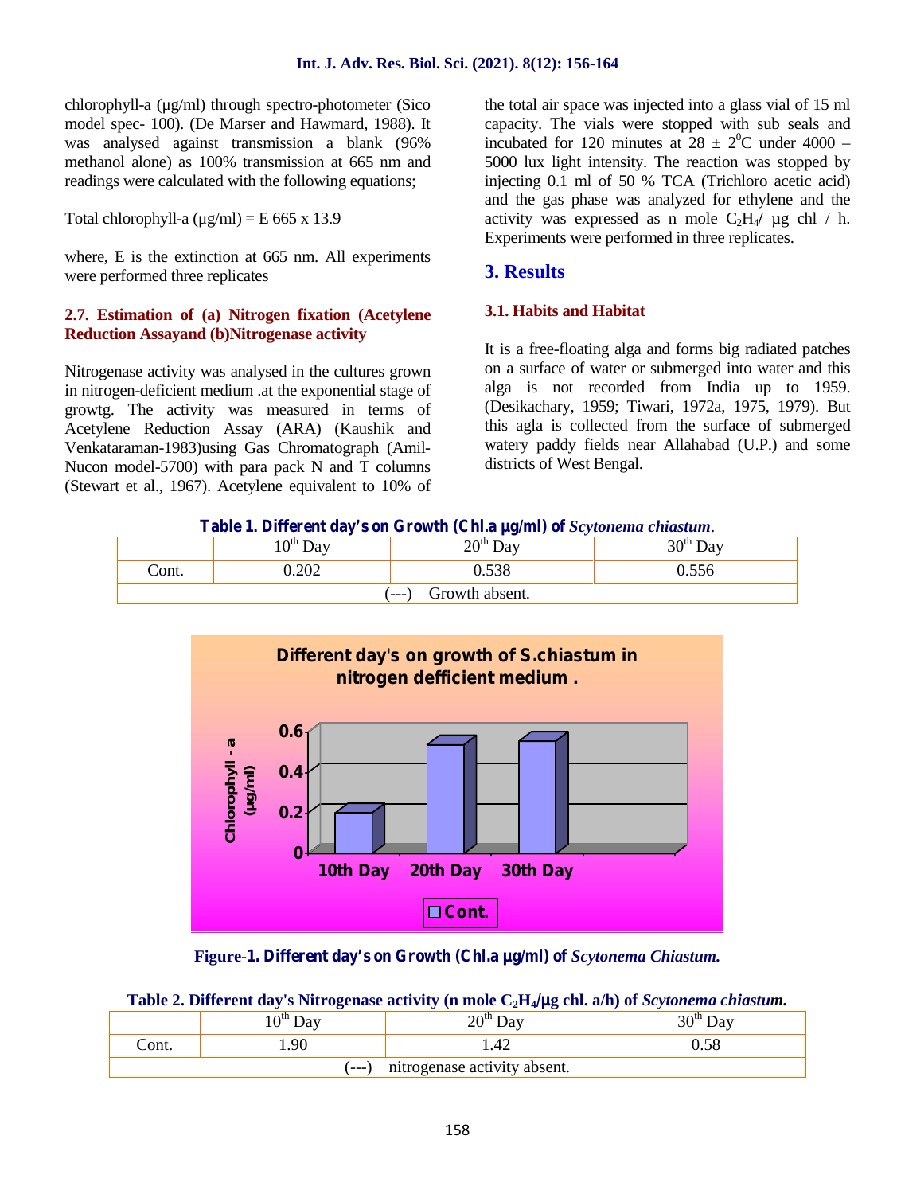chlorophyll-a (µg/ml) through spectro-photometer (Sico model spec- 100). (De Marser and Hawmard, 1988). It was analysed against transmission a blank (96% methanol alone) as 100% transmission at 665 nm and readings were calculated with the following equations;

Total chlorophyll-a (µg/ml) = E 665 x 13.9

where, E is the extinction at 665 nm. All experiments were performed three replicates

#### 2.7. Estimation of (a) Nitrogen fixation (Acetylene Reduction Assayand (b)Nitrogenase activity

Nitrogenase activity was analysed in the cultures grown in nitrogen-deficient medium .at the exponential stage of growtg. The activity was measured in terms of Acetylene Reduction Assay (ARA) (Kaushik and Venkataraman-1983)using Gas Chromatograph (Amil-Nucon model-5700) with para pack N and T columns (Stewart et al., 1967). Acetylene equivalent to 10% of the total air space was injected into a glass vial of 15 ml capacity. The vials were stopped with sub seals and incubated for 120 minutes at 28 ± $2^0$C under 4000 – 5000 lux light intensity. The reaction was stopped by injecting 0.1 ml of 50 % TCA (Trichloro acetic acid) and the gas phase was analyzed for ethylene and the activity was expressed as n mole $C_2H_4$/ µg chl / h. Experiments were performed in three replicates.

## 3. Results

#### 3.1. Habits and Habitat

It is a free-floating alga and forms big radiated patches on a surface of water or submerged into water and this alga is not recorded from India up to 1959. (Desikachary, 1959; Tiwari, 1972a, 1975, 1979). But this agla is collected from the surface of submerged watery paddy fields near Allahabad (U.P.) and some districts of West Bengal.

**Table 1. Different day's on Growth (Chl.a µg/ml) of *Scytonema chiastum*.**

| | $10^{th}$ Day | $20^{th}$ Day | $30^{th}$ Day |
|---|---|---|---|
| Cont. | 0.202 | 0.538 | 0.556 |
| (---) Growth absent. | | | |

**Figure-1. Different day's on Growth (Chl.a µg/ml) of *Scytonema Chiastum*.**

**Table 2. Different day's Nitrogenase activity (n mole $C_2H_4$/µg chl. a/h) of *Scytonema chiastum*.**

| | $10^{th}$ Day | $20^{th}$ Day | $30^{th}$ Day |
|---|---|---|---|
| Cont. | 1.90 | 1.42 | 0.58 |
| (---) nitrogenase activity absent. | | | |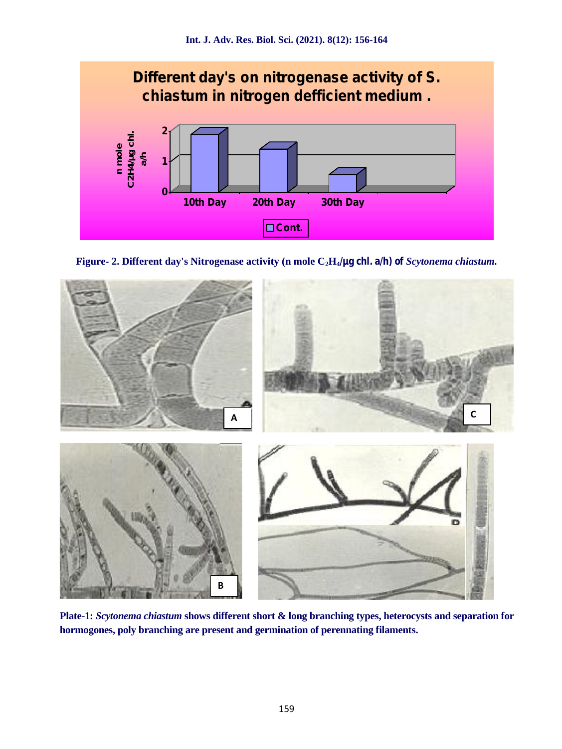Figure- 2. Different day's Nitrogenase activity (n mole $C_2H_4$/µg chl. a/h) of *Scytonema chiastum.*

**Plate-1:** ***Scytonema chiastum*** **shows different short & long branching types, heterocysts and separation for hormogones, poly branching are present and germination of perennating filaments.**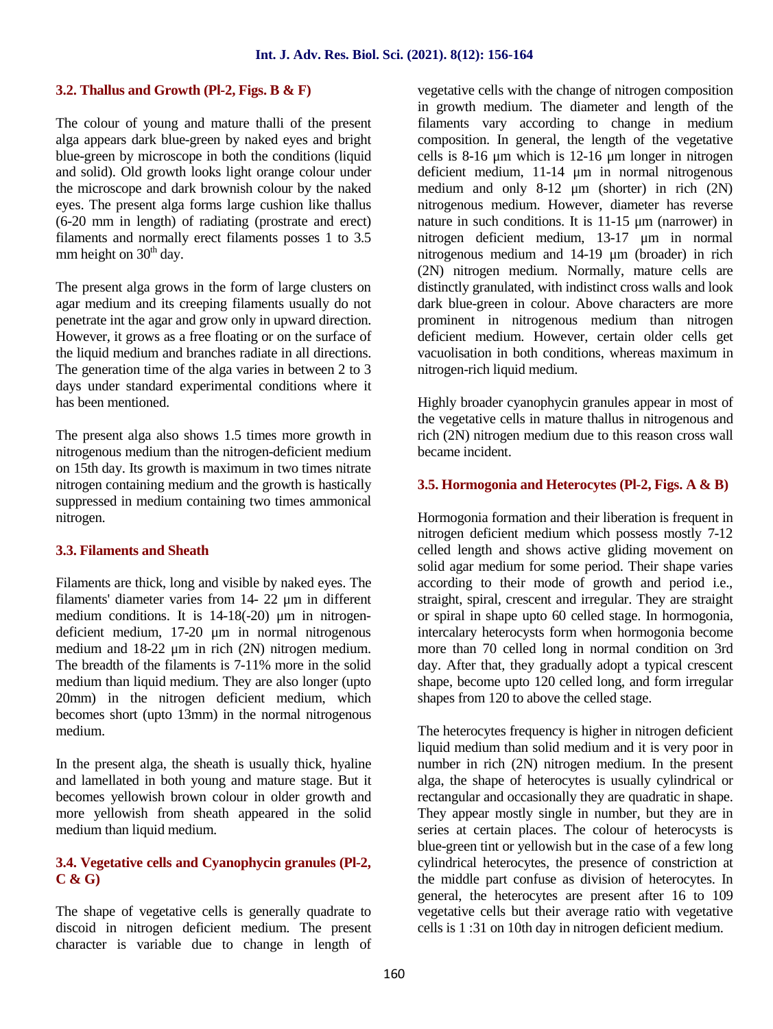### 3.2. Thallus and Growth (Pl-2, Figs. B & F)

The colour of young and mature thalli of the present alga appears dark blue-green by naked eyes and bright blue-green by microscope in both the conditions (liquid and solid). Old growth looks light orange colour under the microscope and dark brownish colour by the naked eyes. The present alga forms large cushion like thallus (6-20 mm in length) of radiating (prostrate and erect) filaments and normally erect filaments posses 1 to 3.5 mm height on 30$^{th}$ day.

The present alga grows in the form of large clusters on agar medium and its creeping filaments usually do not penetrate int the agar and grow only in upward direction. However, it grows as a free floating or on the surface of the liquid medium and branches radiate in all directions. The generation time of the alga varies in between 2 to 3 days under standard experimental conditions where it has been mentioned.

The present alga also shows 1.5 times more growth in nitrogenous medium than the nitrogen-deficient medium on 15th day. Its growth is maximum in two times nitrate nitrogen containing medium and the growth is hastically suppressed in medium containing two times ammonical nitrogen.

### 3.3. Filaments and Sheath

Filaments are thick, long and visible by naked eyes. The filaments' diameter varies from 14- 22 µm in different medium conditions. It is 14-18(-20) µm in nitrogen-deficient medium, 17-20 µm in normal nitrogenous medium and 18-22 µm in rich (2N) nitrogen medium. The breadth of the filaments is 7-11% more in the solid medium than liquid medium. They are also longer (upto 20mm) in the nitrogen deficient medium, which becomes short (upto 13mm) in the normal nitrogenous medium.

In the present alga, the sheath is usually thick, hyaline and lamellated in both young and mature stage. But it becomes yellowish brown colour in older growth and more yellowish from sheath appeared in the solid medium than liquid medium.

### 3.4. Vegetative cells and Cyanophycin granules (Pl-2, C & G)

The shape of vegetative cells is generally quadrate to discoid in nitrogen deficient medium. The present character is variable due to change in length of vegetative cells with the change of nitrogen composition in growth medium. The diameter and length of the filaments vary according to change in medium composition. In general, the length of the vegetative cells is 8-16 µm which is 12-16 µm longer in nitrogen deficient medium, 11-14 µm in normal nitrogenous medium and only 8-12 µm (shorter) in rich (2N) nitrogenous medium. However, diameter has reverse nature in such conditions. It is 11-15 µm (narrower) in nitrogen deficient medium, 13-17 µm in normal nitrogenous medium and 14-19 µm (broader) in rich (2N) nitrogen medium. Normally, mature cells are distinctly granulated, with indistinct cross walls and look dark blue-green in colour. Above characters are more prominent in nitrogenous medium than nitrogen deficient medium. However, certain older cells get vacuolisation in both conditions, whereas maximum in nitrogen-rich liquid medium.

Highly broader cyanophycin granules appear in most of the vegetative cells in mature thallus in nitrogenous and rich (2N) nitrogen medium due to this reason cross wall became incident.

### 3.5. Hormogonia and Heterocytes (Pl-2, Figs. A & B)

Hormogonia formation and their liberation is frequent in nitrogen deficient medium which possess mostly 7-12 celled length and shows active gliding movement on solid agar medium for some period. Their shape varies according to their mode of growth and period i.e., straight, spiral, crescent and irregular. They are straight or spiral in shape upto 60 celled stage. In hormogonia, intercalary heterocysts form when hormogonia become more than 70 celled long in normal condition on 3rd day. After that, they gradually adopt a typical crescent shape, become upto 120 celled long, and form irregular shapes from 120 to above the celled stage.

The heterocytes frequency is higher in nitrogen deficient liquid medium than solid medium and it is very poor in number in rich (2N) nitrogen medium. In the present alga, the shape of heterocytes is usually cylindrical or rectangular and occasionally they are quadratic in shape. They appear mostly single in number, but they are in series at certain places. The colour of heterocytes is blue-green tint or yellowish but in the case of a few long cylindrical heterocytes, the presence of constriction at the middle part confuse as division of heterocytes. In general, the heterocytes are present after 16 to 109 vegetative cells but their average ratio with vegetative cells is 1 :31 on 10th day in nitrogen deficient medium.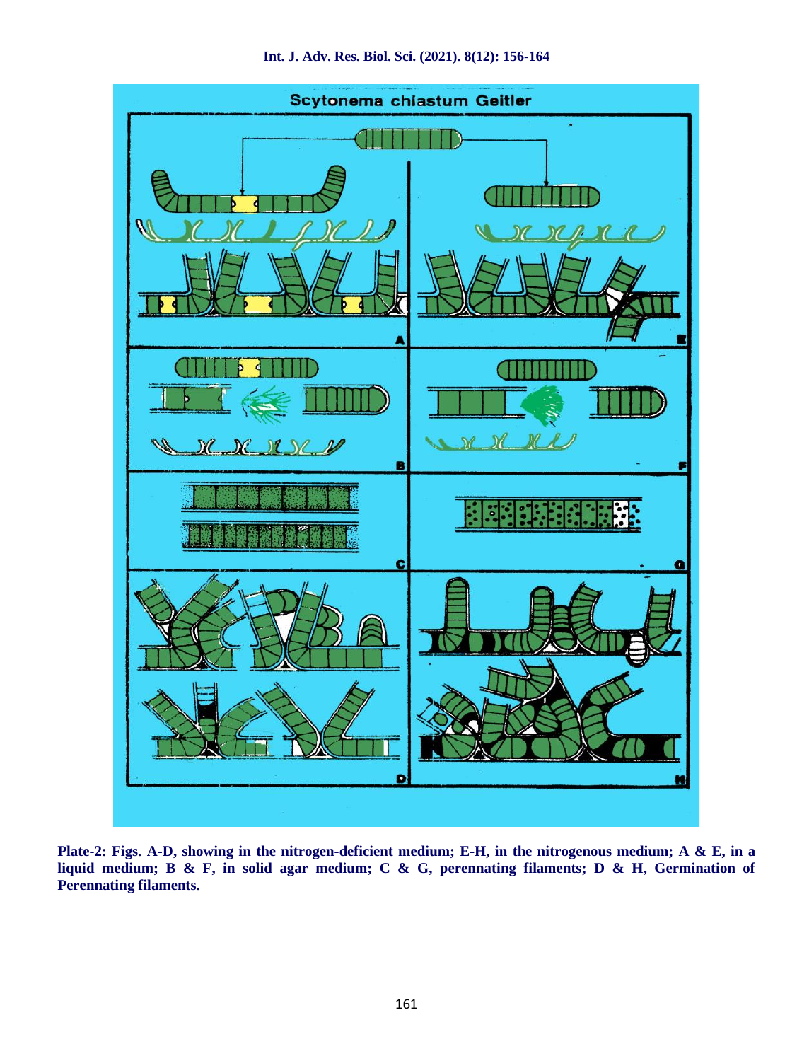**Plate-2: Figs**. **A-D, showing in the nitrogen-deficient medium; E-H, in the nitrogenous medium; A & E, in a liquid medium; B & F, in solid agar medium; C & G, perennating filaments; D & H, Germination of Perennating filaments.**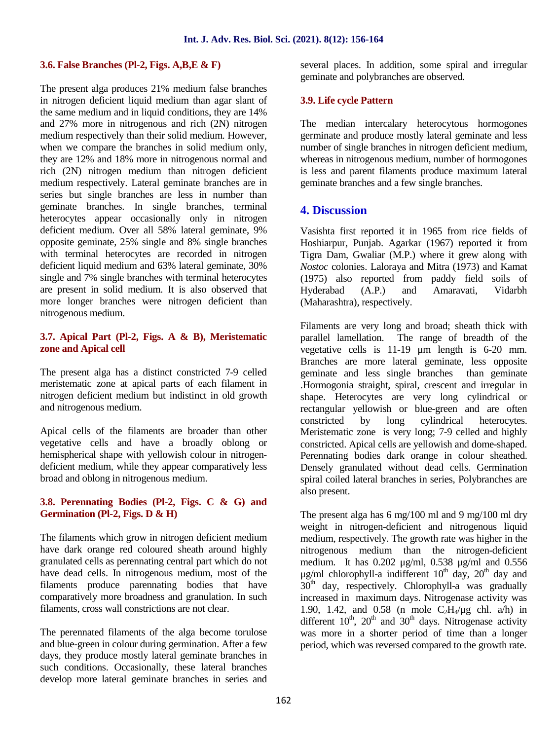### 3.6. False Branches (Pl-2, Figs. A,B,E & F)

The present alga produces 21% medium false branches in nitrogen deficient liquid medium than agar slant of the same medium and in liquid conditions, they are 14% and 27% more in nitrogenous and rich (2N) nitrogen medium respectively than their solid medium. However, when we compare the branches in solid medium only, they are 12% and 18% more in nitrogenous normal and rich (2N) nitrogen medium than nitrogen deficient medium respectively. Lateral geminate branches are in series but single branches are less in number than geminate branches. In single branches, terminal heterocytes appear occasionally only in nitrogen deficient medium. Over all 58% lateral geminate, 9% opposite geminate, 25% single and 8% single branches with terminal heterocytes are recorded in nitrogen deficient liquid medium and 63% lateral geminate, 30% single and 7% single branches with terminal heterocytes are present in solid medium. It is also observed that more longer branches were nitrogen deficient than nitrogenous medium.

### 3.7. Apical Part (Pl-2, Figs. A & B), Meristematic zone and Apical cell

The present alga has a distinct constricted 7-9 celled meristematic zone at apical parts of each filament in nitrogen deficient medium but indistinct in old growth and nitrogenous medium.

Apical cells of the filaments are broader than other vegetative cells and have a broadly oblong or hemispherical shape with yellowish colour in nitrogen-deficient medium, while they appear comparatively less broad and oblong in nitrogenous medium.

### 3.8. Perennating Bodies (Pl-2, Figs. C & G) and Germination (Pl-2, Figs. D & H)

The filaments which grow in nitrogen deficient medium have dark orange red coloured sheath around highly granulated cells as perennating central part which do not have dead cells. In nitrogenous medium, most of the filaments produce parennating bodies that have comparatively more broadness and granulation. In such filaments, cross wall constrictions are not clear.

The perennated filaments of the alga become torulose and blue-green in colour during germination. After a few days, they produce mostly lateral geminate branches in such conditions. Occasionally, these lateral branches develop more lateral geminate branches in series and several places. In addition, some spiral and irregular geminate and polybranches are observed.

### 3.9. Life cycle Pattern

The median intercalary heterocytous hormogones germinate and produce mostly lateral geminate and less number of single branches in nitrogen deficient medium, whereas in nitrogenous medium, number of hormogones is less and parent filaments produce maximum lateral geminate branches and a few single branches.

## 4. Discussion

Vasishta first reported it in 1965 from rice fields of Hoshiarpur, Punjab. Agarkar (1967) reported it from Tigra Dam, Gwaliar (M.P.) where it grew along with *Nostoc* colonies. Laloraya and Mitra (1973) and Kamat (1975) also reported from paddy field soils of Hyderabad (A.P.) and Amaravati, Vidarbh (Maharashtra), respectively.

Filaments are very long and broad; sheath thick with parallel lamellation. The range of breadth of the vegetative cells is 11-19 μm length is 6-20 mm. Branches are more lateral geminate, less opposite geminate and less single branches than geminate .Hormogonia straight, spiral, crescent and irregular in shape. Heterocytes are very long cylindrical or rectangular yellowish or blue-green and are often constricted by long cylindrical heterocytes. Meristematic zone is very long; 7-9 celled and highly constricted. Apical cells are yellowish and dome-shaped. Perennating bodies dark orange in colour sheathed. Densely granulated without dead cells. Germination spiral coiled lateral branches in series, Polybranches are also present.

The present alga has 6 mg/100 ml and 9 mg/100 ml dry weight in nitrogen-deficient and nitrogenous liquid medium, respectively. The growth rate was higher in the nitrogenous medium than the nitrogen-deficient medium. It has 0.202 μg/ml, 0.538 μg/ml and 0.556 μg/ml chlorophyll-a indifferent $10^{th}$ day, $20^{th}$ day and $30^{th}$ day, respectively. Chlorophyll-a was gradually increased in maximum days. Nitrogenase activity was 1.90, 1.42, and 0.58 (n mole $C_2H_4$/μg chl. a/h) in different $10^{th}$, $20^{th}$ and $30^{th}$ days. Nitrogenase activity was more in a shorter period of time than a longer period, which was reversed compared to the growth rate.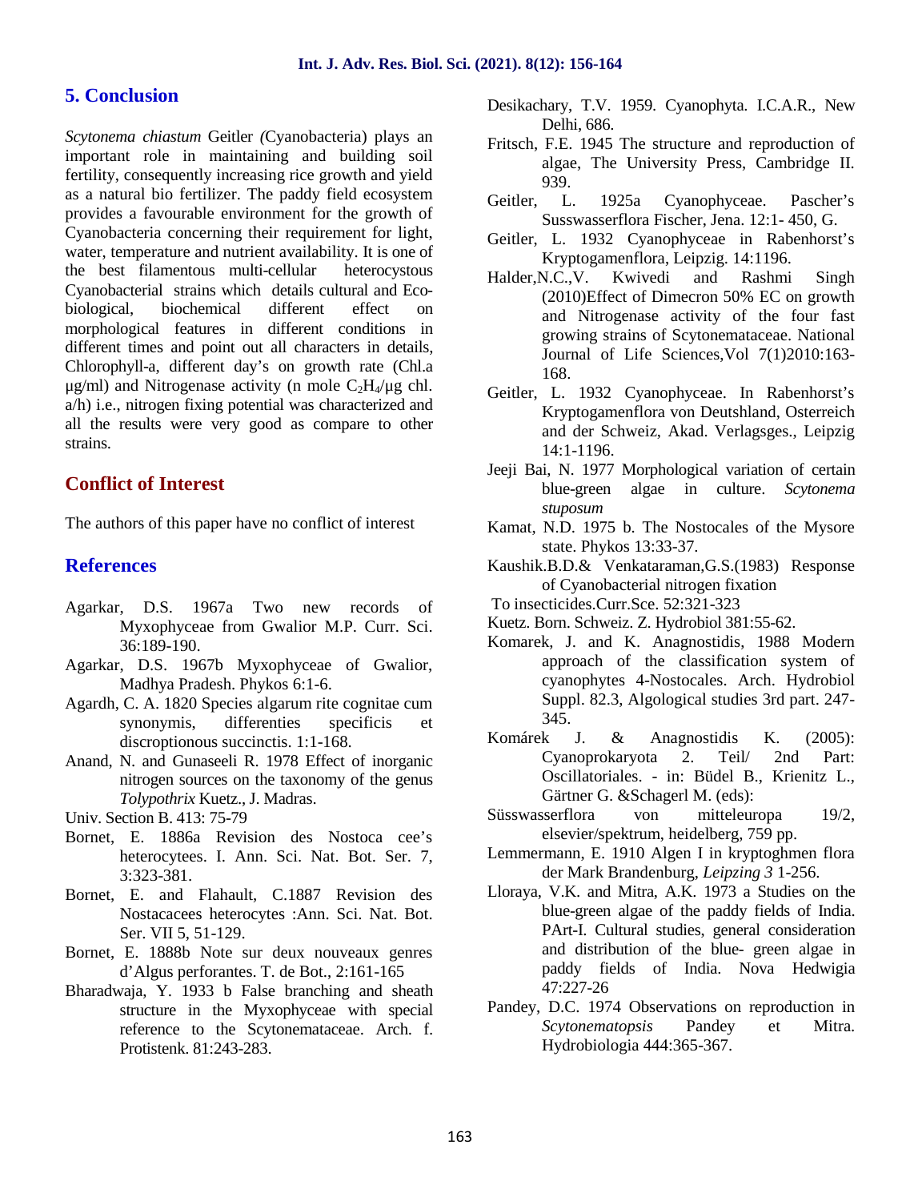## 5. Conclusion

*Scytonema chiastum* Geitler *(*Cyanobacteria) plays an important role in maintaining and building soil fertility, consequently increasing rice growth and yield as a natural bio fertilizer. The paddy field ecosystem provides a favourable environment for the growth of Cyanobacteria concerning their requirement for light, water, temperature and nutrient availability. It is one of the best filamentous multi-cellular heterocystous Cyanobacterial strains which details cultural and Eco-biological, biochemical different effect on morphological features in different conditions in different times and point out all characters in details, Chlorophyll-a, different day's on growth rate (Chl.a µg/ml) and Nitrogenase activity (n mole $C_2H_4$/µg chl. a/h) i.e., nitrogen fixing potential was characterized and all the results were very good as compare to other strains.

## Conflict of Interest

The authors of this paper have no conflict of interest

## References

- Agarkar, D.S. 1967a Two new records of Myxophyceae from Gwalior M.P. Curr. Sci. 36:189-190.
- Agarkar, D.S. 1967b Myxophyceae of Gwalior, Madhya Pradesh. Phykos 6:1-6.
- Agardh, C. A. 1820 Species algarum rite cognitae cum synonymis, differenties specificis et discroptionous succinctis. 1:1-168.
- Anand, N. and Gunaseeli R. 1978 Effect of inorganic nitrogen sources on the taxonomy of the genus *Tolypothrix* Kuetz., J. Madras.
- Univ. Section B. 413: 75-79
- Bornet, E. 1886a Revision des Nostoca cee's heterocytees. I. Ann. Sci. Nat. Bot. Ser. 7, 3:323-381.
- Bornet, E. and Flahault, C.1887 Revision des Nostacacees heterocytes :Ann. Sci. Nat. Bot. Ser. VII 5, 51-129.
- Bornet, E. 1888b Note sur deux nouveaux genres d'Algus perforantes. T. de Bot., 2:161-165
- Bharadwaja, Y. 1933 b False branching and sheath structure in the Myxophyceae with special reference to the Scytonemataceae. Arch. f. Protistenk. 81:243-283.
- Desikachary, T.V. 1959. Cyanophyta. I.C.A.R., New Delhi, 686.
- Fritsch, F.E. 1945 The structure and reproduction of algae, The University Press, Cambridge II. 939.
- Geitler, L. 1925a Cyanophyceae. Pascher's Susswasserflora Fischer, Jena. 12:1- 450, G.
- Geitler, L. 1932 Cyanophyceae in Rabenhorst's Kryptogamenflora, Leipzig. 14:1196.
- Halder,N.C.,V. Kwivedi and Rashmi Singh (2010)Effect of Dimecron 50% EC on growth and Nitrogenase activity of the four fast growing strains of Scytonemataceae. National Journal of Life Sciences,Vol 7(1)2010:163-168.
- Geitler, L. 1932 Cyanophyceae. In Rabenhorst's Kryptogamenflora von Deutshland, Osterreich and der Schweiz, Akad. Verlagsges., Leipzig 14:1-1196.
- Jeeji Bai, N. 1977 Morphological variation of certain blue-green algae in culture. *Scytonema stuposum*
- Kamat, N.D. 1975 b. The Nostocales of the Mysore state. Phykos 13:33-37.
- Kaushik.B.D.& Venkataraman,G.S.(1983) Response of Cyanobacterial nitrogen fixation
- To insecticides.Curr.Sce. 52:321-323
- Kuetz. Born. Schweiz. Z. Hydrobiol 381:55-62.
- Komarek, J. and K. Anagnostidis, 1988 Modern approach of the classification system of cyanophytes 4-Nostocales. Arch. Hydrobiol Suppl. 82.3, Algological studies 3rd part. 247-345.
- Komárek J. & Anagnostidis K. (2005): Cyanoprokaryota 2. Teil/ 2nd Part: Oscillatoriales. - in: Büdel B., Krienitz L., Gärtner G. &Schagerl M. (eds):
- Süsswasserflora von mitteleuropa 19/2, elsevier/spektrum, heidelberg, 759 pp.
- Lemmermann, E. 1910 Algen I in kryptoghmen flora der Mark Brandenburg, *Leipzing 3* 1-256.
- Lloraya, V.K. and Mitra, A.K. 1973 a Studies on the blue-green algae of the paddy fields of India. PArt-I. Cultural studies, general consideration and distribution of the blue- green algae in paddy fields of India. Nova Hedwigia 47:227-26
- Pandey, D.C. 1974 Observations on reproduction in *Scytonematopsis* Pandey et Mitra. Hydrobiologia 444:365-367.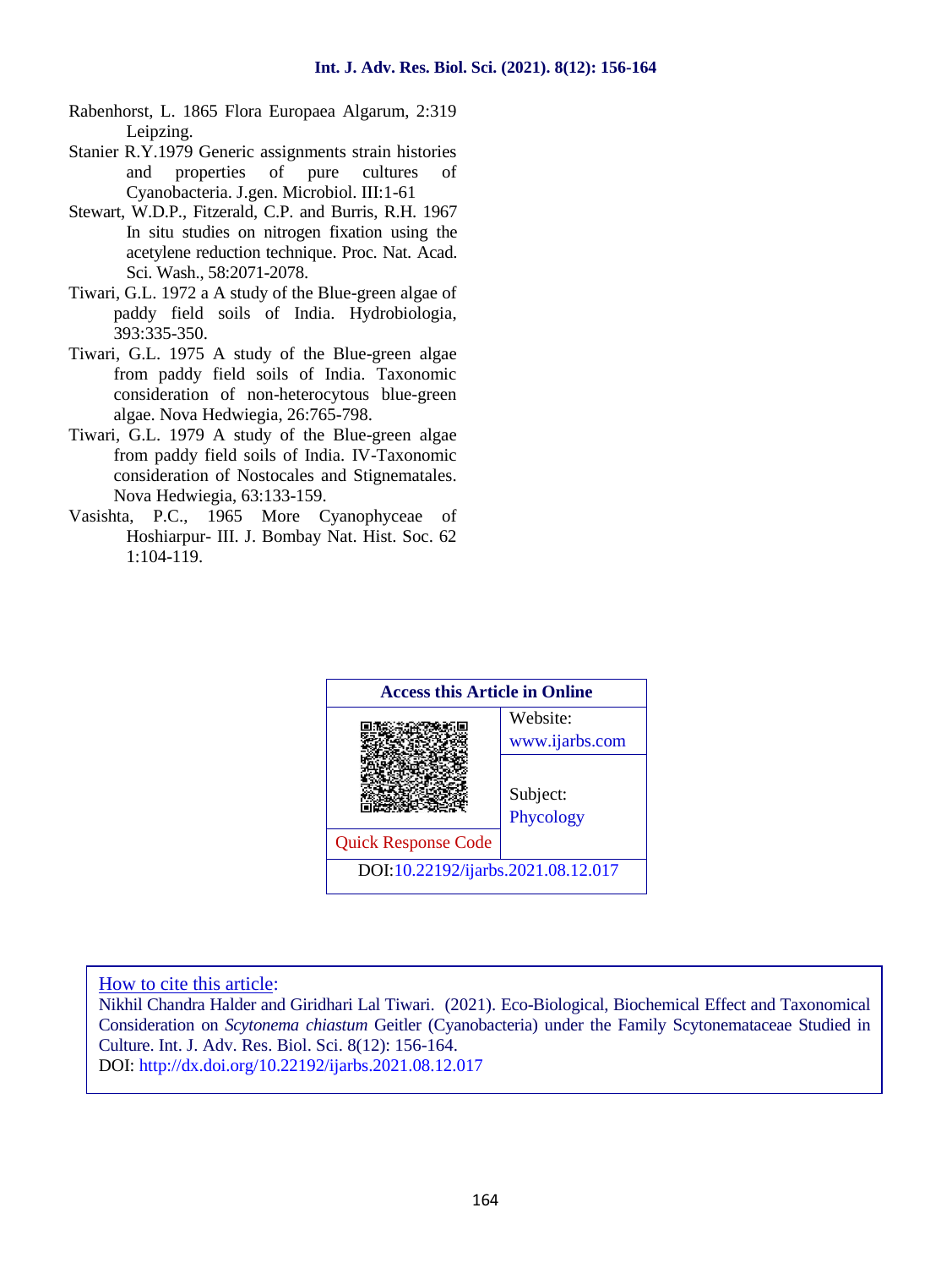Rabenhorst, L. 1865 Flora Europaea Algarum, 2:319 Leipzing.

Stanier R.Y.1979 Generic assignments strain histories and properties of pure cultures of Cyanobacteria. J.gen. Microbiol. III:1-61

Stewart, W.D.P., Fitzerald, C.P. and Burris, R.H. 1967 In situ studies on nitrogen fixation using the acetylene reduction technique. Proc. Nat. Acad. Sci. Wash., 58:2071-2078.

Tiwari, G.L. 1972 a A study of the Blue-green algae of paddy field soils of India. Hydrobiologia, 393:335-350.

Tiwari, G.L. 1975 A study of the Blue-green algae from paddy field soils of India. Taxonomic consideration of non-heterocytous blue-green algae. Nova Hedwiegia, 26:765-798.

Tiwari, G.L. 1979 A study of the Blue-green algae from paddy field soils of India. IV-Taxonomic consideration of Nostocales and Stignematales. Nova Hedwiegia, 63:133-159.

Vasishta, P.C., 1965 More Cyanophyceae of Hoshiarpur- III. J. Bombay Nat. Hist. Soc. 62 1:104-119.

| Access this Article in Online | |
|---|---|
| | Website: www.ijarbs.com |
| Quick Response Code | Subject: Phycology |
| DOI:10.22192/ijarbs.2021.08.12.017 | |

How to cite this article:

Nikhil Chandra Halder and Giridhari Lal Tiwari. (2021). Eco-Biological, Biochemical Effect and Taxonomical Consideration on *Scytonema chiastum* Geitler (Cyanobacteria) under the Family Scytonemataceae Studied in Culture. Int. J. Adv. Res. Biol. Sci. 8(12): 156-164.

DOI: http://dx.doi.org/10.22192/ijarbs.2021.08.12.017